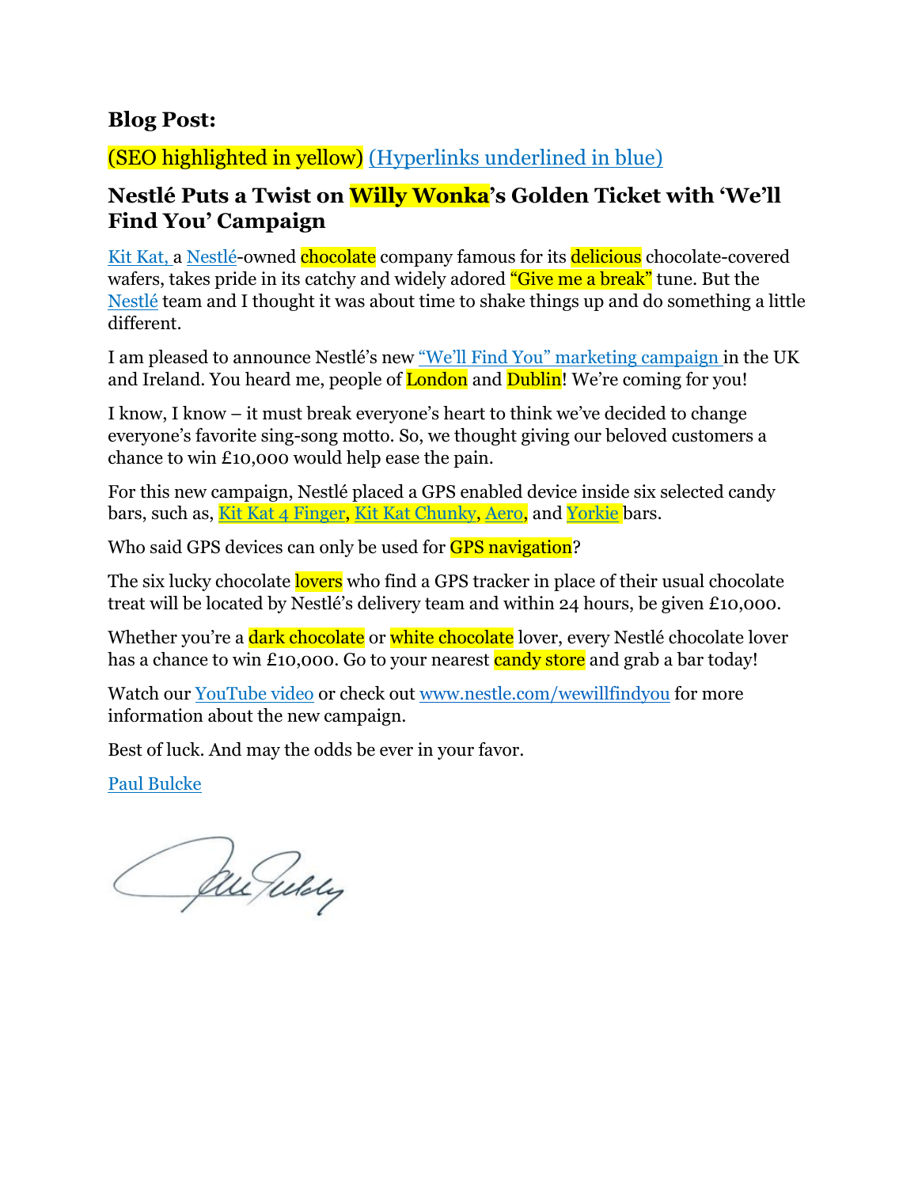**Blog Post:**

(SEO highlighted in yellow) (Hyperlinks underlined in blue)

### Nestlé Puts a Twist on Willy Wonka's Golden Ticket with 'We'll Find You' Campaign

Kit Kat, a Nestlé-owned chocolate company famous for its delicious chocolate-covered wafers, takes pride in its catchy and widely adored "Give me a break" tune. But the Nestlé team and I thought it was about time to shake things up and do something a little different.

I am pleased to announce Nestlé's new "We'll Find You" marketing campaign in the UK and Ireland. You heard me, people of London and Dublin! We're coming for you!

I know, I know – it must break everyone's heart to think we've decided to change everyone's favorite sing-song motto. So, we thought giving our beloved customers a chance to win £10,000 would help ease the pain.

For this new campaign, Nestlé placed a GPS enabled device inside six selected candy bars, such as, Kit Kat 4 Finger, Kit Kat Chunky, Aero, and Yorkie bars.

Who said GPS devices can only be used for GPS navigation?

The six lucky chocolate lovers who find a GPS tracker in place of their usual chocolate treat will be located by Nestlé's delivery team and within 24 hours, be given £10,000.

Whether you're a dark chocolate or white chocolate lover, every Nestlé chocolate lover has a chance to win £10,000. Go to your nearest candy store and grab a bar today!

Watch our YouTube video or check out www.nestle.com/wewillfindyou for more information about the new campaign.

Best of luck. And may the odds be ever in your favor.

Paul Bulcke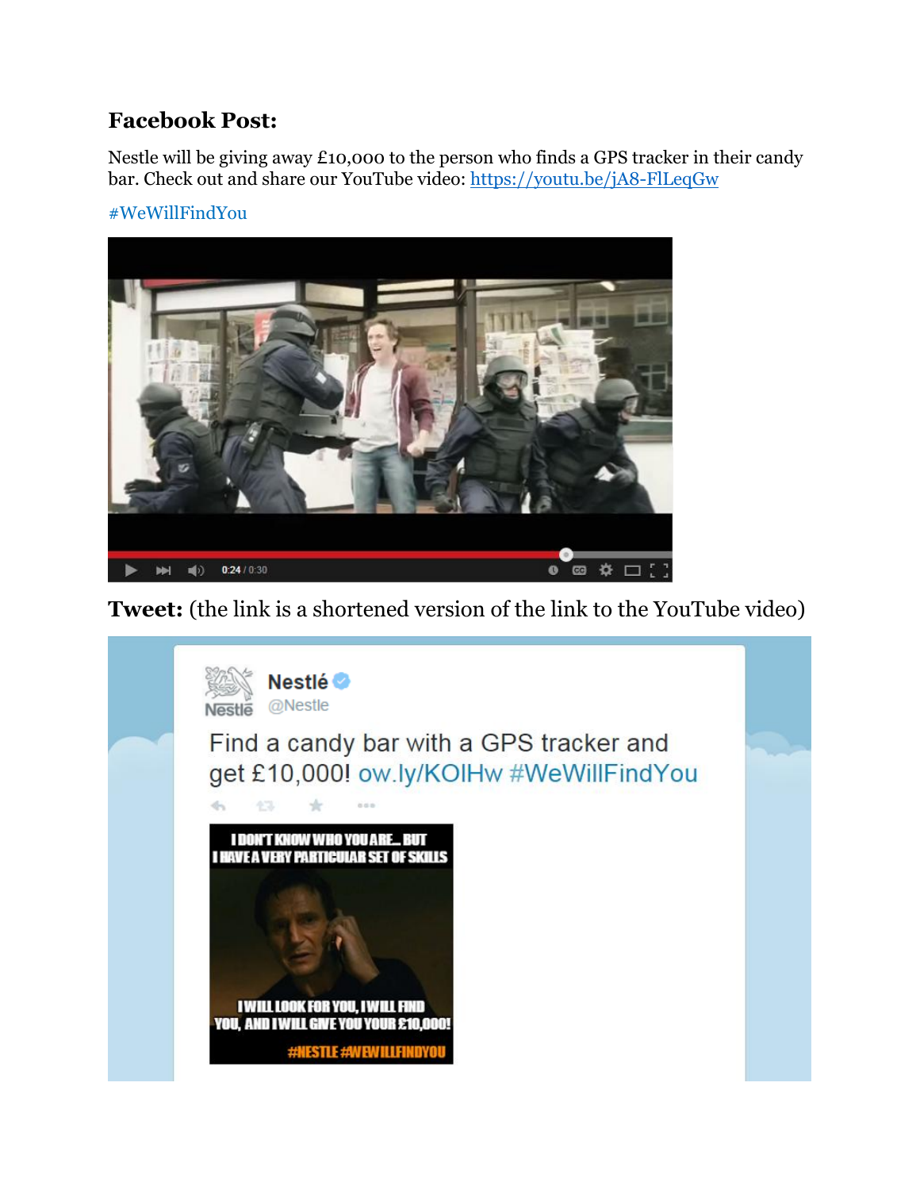**Facebook Post:**

Nestle will be giving away £10,000 to the person who finds a GPS tracker in their candy bar. Check out and share our YouTube video: https://youtu.be/jA8-FlLeqGw

#WeWillFindYou

**Tweet:** (the link is a shortened version of the link to the YouTube video)